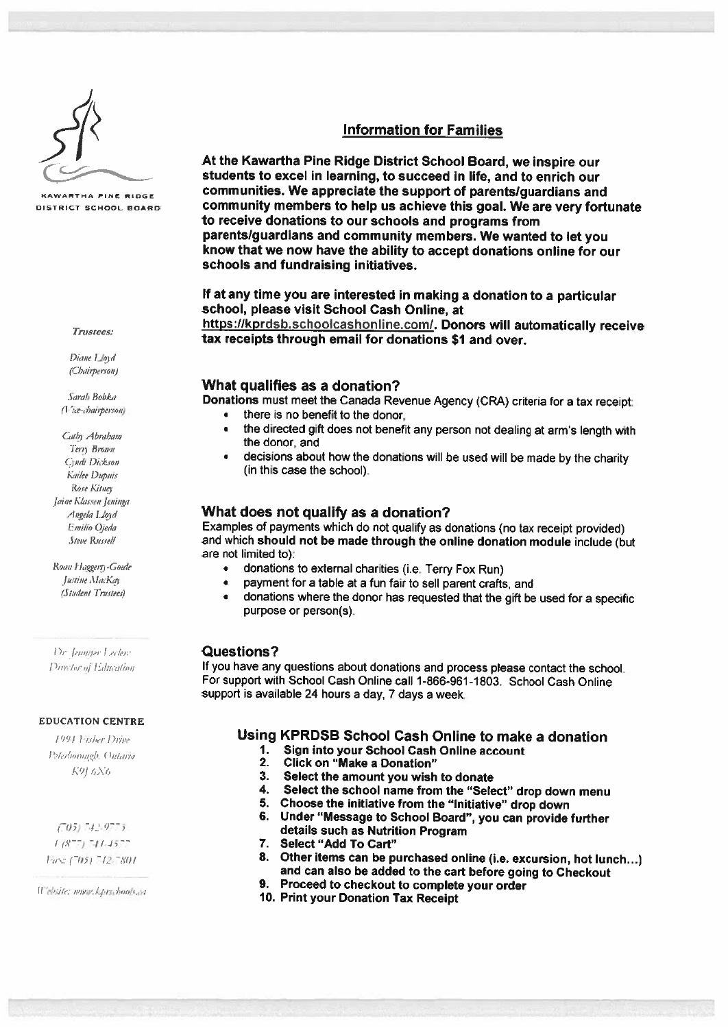KAWARTHA PINE RIDGE DISTRICT SCHOOL BOARD

*Trustees:*

*Diane Lloyd (Chairperson)*

*Sarah Bobka (Vice-chairperson)*

*Cathy Abraham*
*Terry Brown*
*Cyndi Dickson*
*Kailee Dupuis*
*Rose Kitney*
*Jaine Klassen Jeninga*
*Angela Lloyd*
*Emilio Ojeda*
*Steve Russell*

*Roan Haggerty-Goode*
*Justine MacKay*
*(Student Trustees)*

*Dr. Jennifer Leclerc*
*Director of Education*

**EDUCATION CENTRE**

*1994 Fisher Drive*
*Peterborough, Ontario*
*K9J 6X6*

*(705) 742-9773*
*1 (877) 741-4577*
*Fax: (705) 742-7801*

*Website: www.kprschools.ca*

## Information for Families

**At the Kawartha Pine Ridge District School Board, we inspire our students to excel in learning, to succeed in life, and to enrich our communities. We appreciate the support of parents/guardians and community members to help us achieve this goal. We are very fortunate to receive donations to our schools and programs from parents/guardians and community members. We wanted to let you know that we now have the ability to accept donations online for our schools and fundraising initiatives.**

**If at any time you are interested in making a donation to a particular school, please visit School Cash Online, at https://kprdsb.schoolcashonline.com/. Donors will automatically receive tax receipts through email for donations $1 and over.**

### What qualifies as a donation?

**Donations** must meet the Canada Revenue Agency (CRA) criteria for a tax receipt:

- there is no benefit to the donor,
- the directed gift does not benefit any person not dealing at arm's length with the donor, and
- decisions about how the donations will be used will be made by the charity (in this case the school).

### What does not qualify as a donation?

Examples of payments which do not qualify as donations (no tax receipt provided) and which **should not be made through the online donation module** include (but are not limited to):

- donations to external charities (i.e. Terry Fox Run)
- payment for a table at a fun fair to sell parent crafts, and
- donations where the donor has requested that the gift be used for a specific purpose or person(s).

### Questions?

If you have any questions about donations and process please contact the school. For support with School Cash Online call 1-866-961-1803. School Cash Online support is available 24 hours a day, 7 days a week.

### Using KPRDSB School Cash Online to make a donation

1. **Sign into your School Cash Online account**
2. **Click on "Make a Donation"**
3. **Select the amount you wish to donate**
4. **Select the school name from the "Select" drop down menu**
5. **Choose the initiative from the "Initiative" drop down**
6. **Under "Message to School Board", you can provide further details such as Nutrition Program**
7. **Select "Add To Cart"**
8. **Other items can be purchased online (i.e. excursion, hot lunch…) and can also be added to the cart before going to Checkout**
9. **Proceed to checkout to complete your order**
10. **Print your Donation Tax Receipt**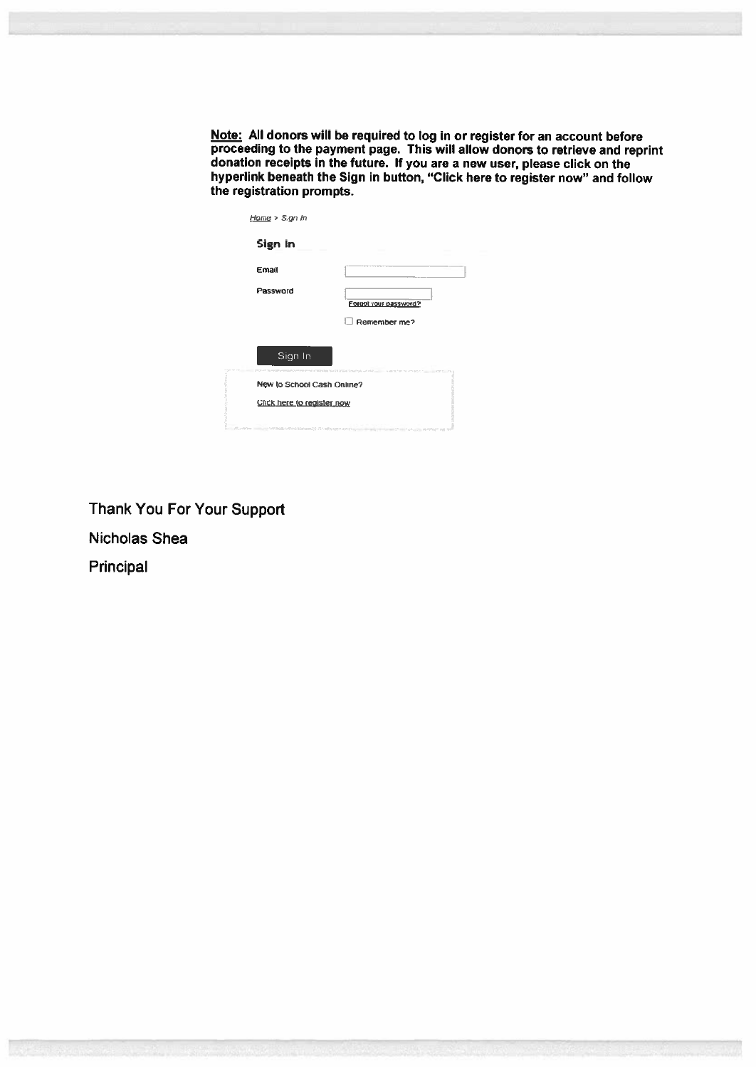**<u>Note:</u> All donors will be required to log in or register for an account before proceeding to the payment page. This will allow donors to retrieve and reprint donation receipts in the future. If you are a new user, please click on the hyperlink beneath the Sign in button, "Click here to register now" and follow the registration prompts.**

*Home > Sign In*

**Sign In**

Email

Password

Forgot your password?

Remember me?

Sign In

New to School Cash Online?

Click here to register now

Thank You For Your Support

Nicholas Shea

Principal